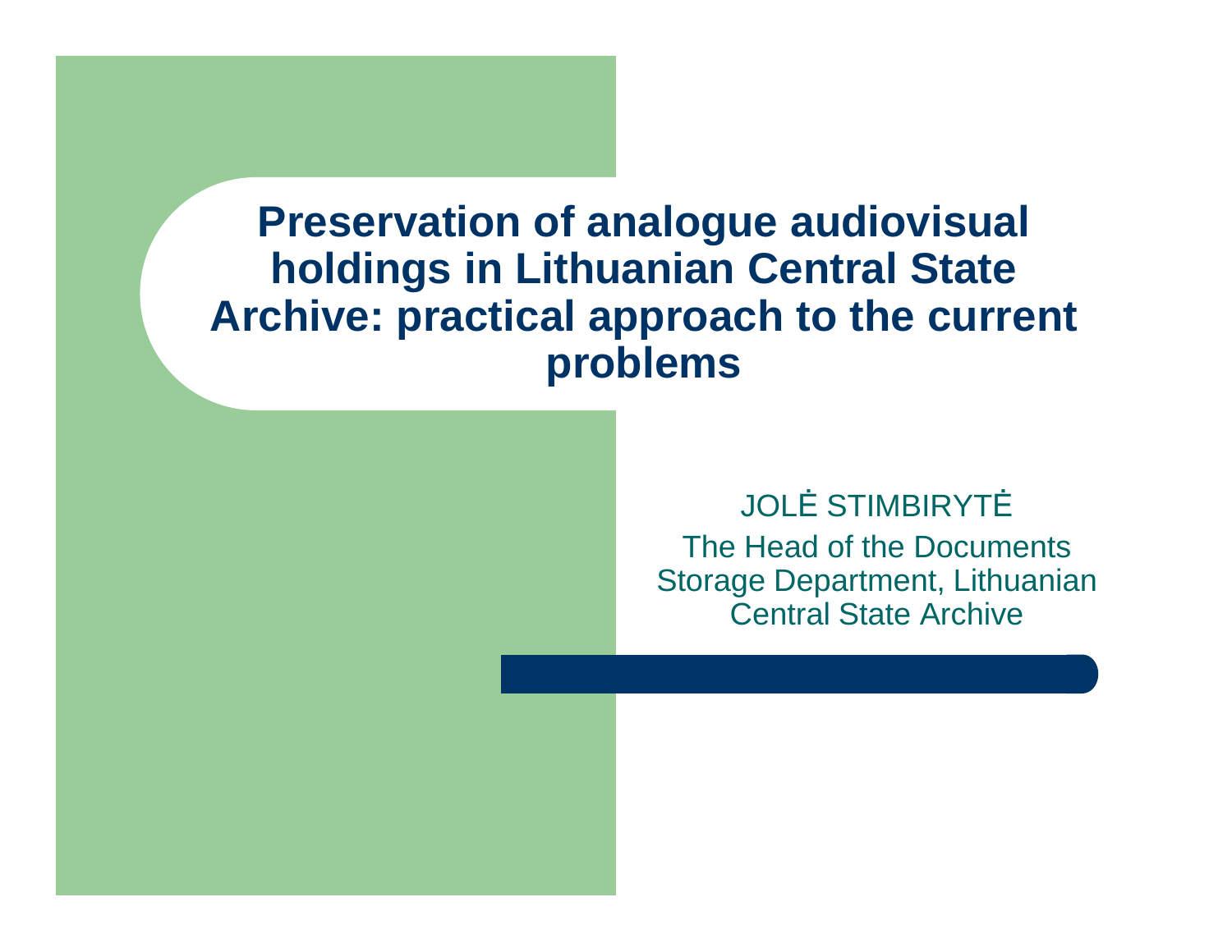# Preservation of analogue audiovisual holdings in Lithuanian Central State Archive: practical approach to the current problems

JOLĖ STIMBIRYTĖ

The Head of the Documents Storage Department, Lithuanian Central State Archive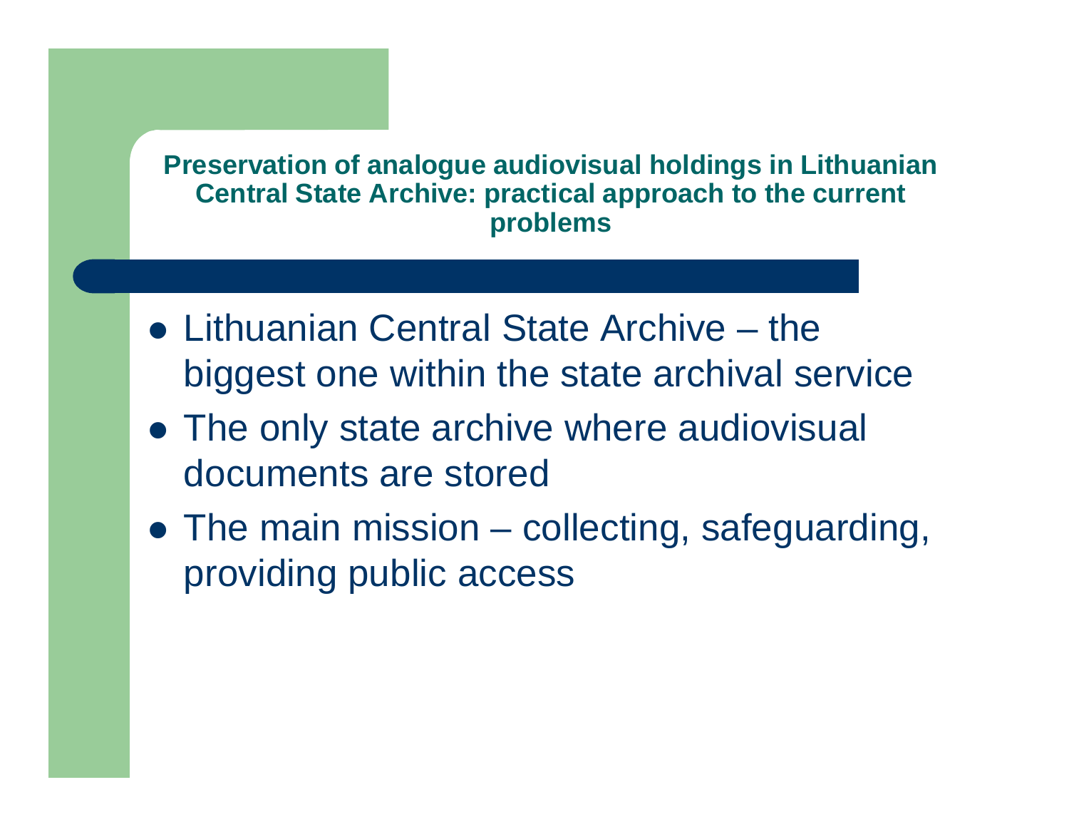## Preservation of analogue audiovisual holdings in Lithuanian Central State Archive: practical approach to the current problems

- Lithuanian Central State Archive – the biggest one within the state archival service
- The only state archive where audiovisual documents are stored
- The main mission – collecting, safeguarding, providing public access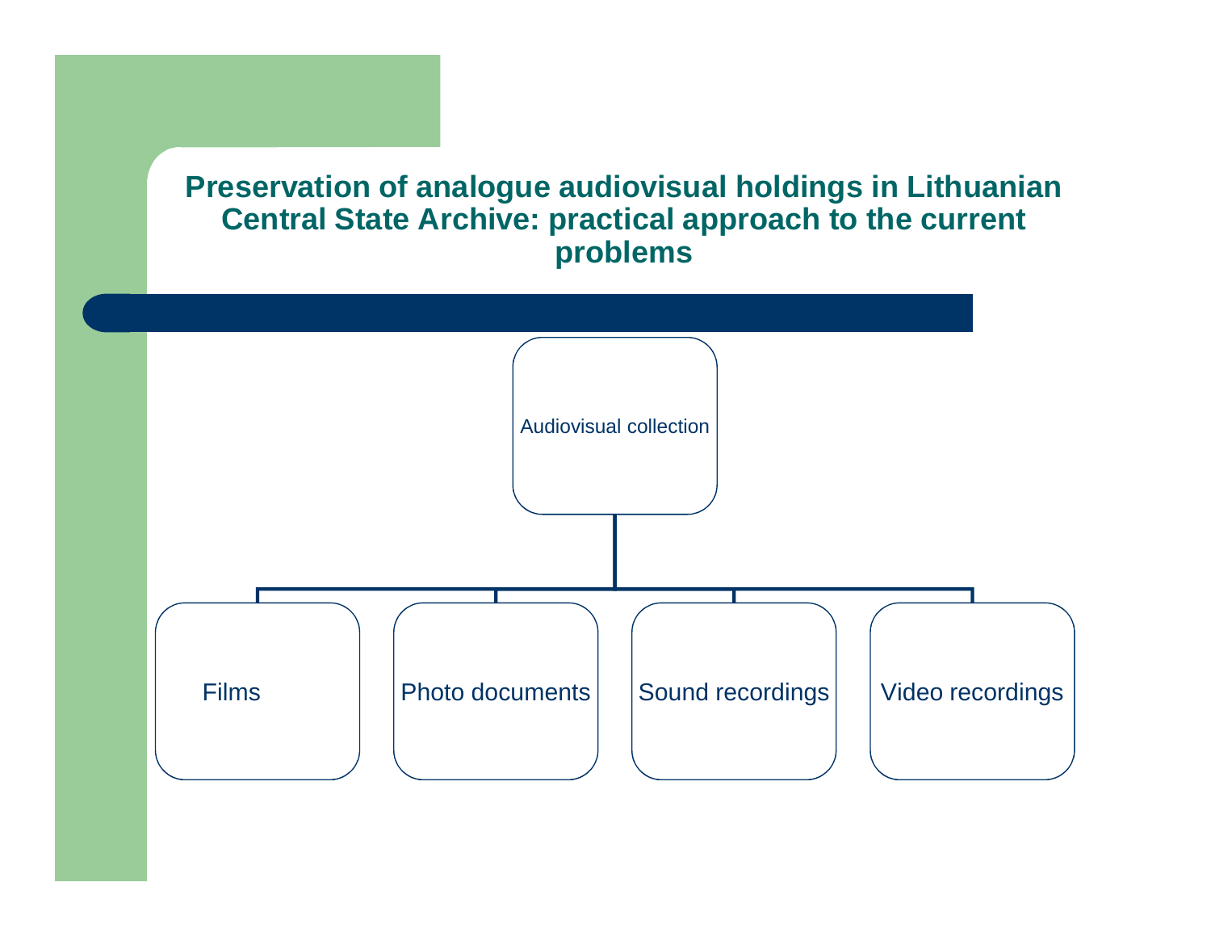# Preservation of analogue audiovisual holdings in Lithuanian Central State Archive: practical approach to the current problems

- Audiovisual collection
  - Films
  - Photo documents
  - Sound recordings
  - Video recordings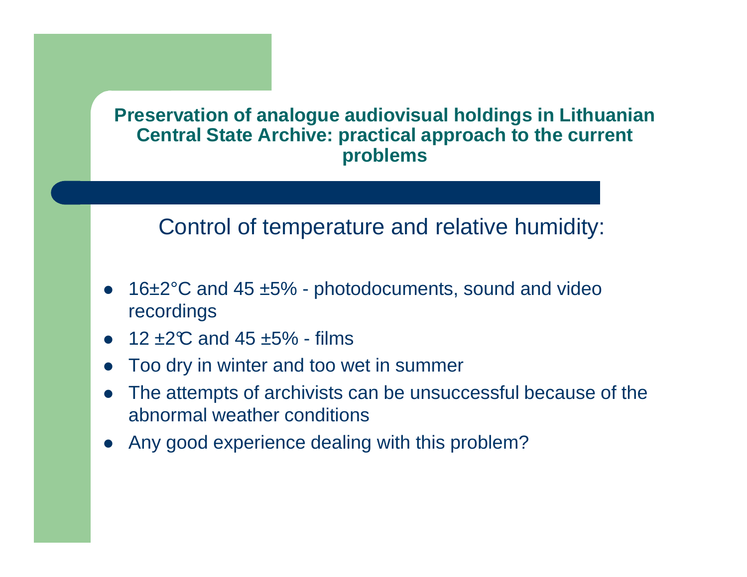# Preservation of analogue audiovisual holdings in Lithuanian Central State Archive: practical approach to the current problems

## Control of temperature and relative humidity:

- 16±2°C and 45 ±5% - photodocuments, sound and video recordings
- 12 ±2℃ and 45 ±5% - films
- Too dry in winter and too wet in summer
- The attempts of archivists can be unsuccessful because of the abnormal weather conditions
- Any good experience dealing with this problem?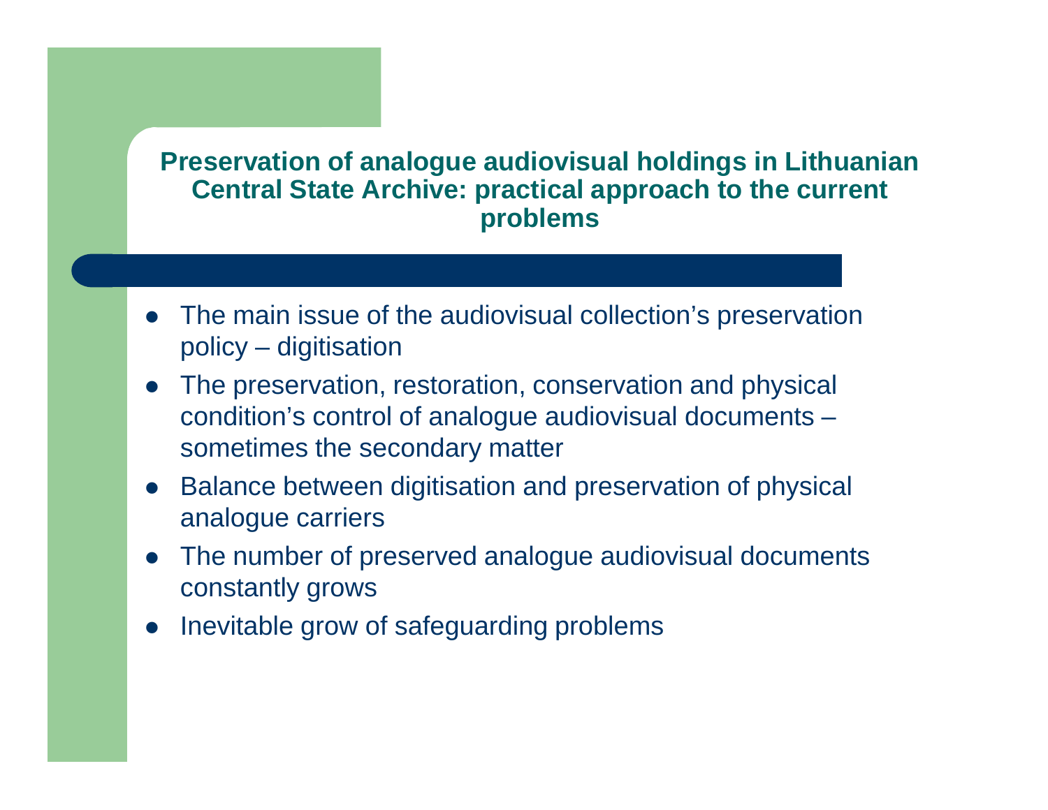## Preservation of analogue audiovisual holdings in Lithuanian Central State Archive: practical approach to the current problems

- The main issue of the audiovisual collection’s preservation policy – digitisation
- The preservation, restoration, conservation and physical condition’s control of analogue audiovisual documents – sometimes the secondary matter
- Balance between digitisation and preservation of physical analogue carriers
- The number of preserved analogue audiovisual documents constantly grows
- Inevitable grow of safeguarding problems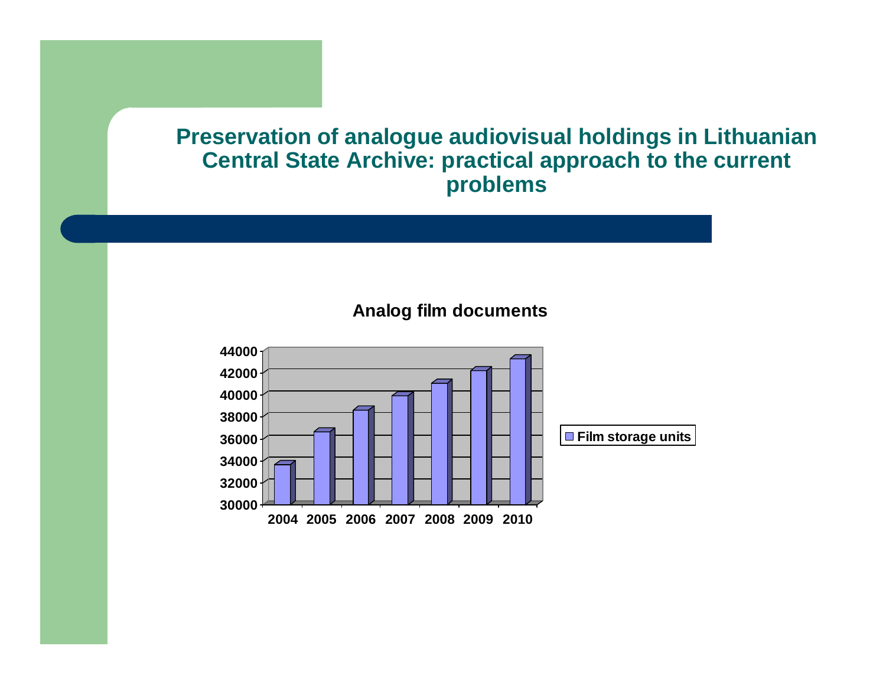# Preservation of analogue audiovisual holdings in Lithuanian Central State Archive: practical approach to the current problems

**Analog film documents**

| Year | Film storage units |
|---|---|
| 2004 | ~33600 |
| 2005 | ~36600 |
| 2006 | ~38500 |
| 2007 | ~39800 |
| 2008 | ~41000 |
| 2009 | ~42100 |
| 2010 | ~43200 |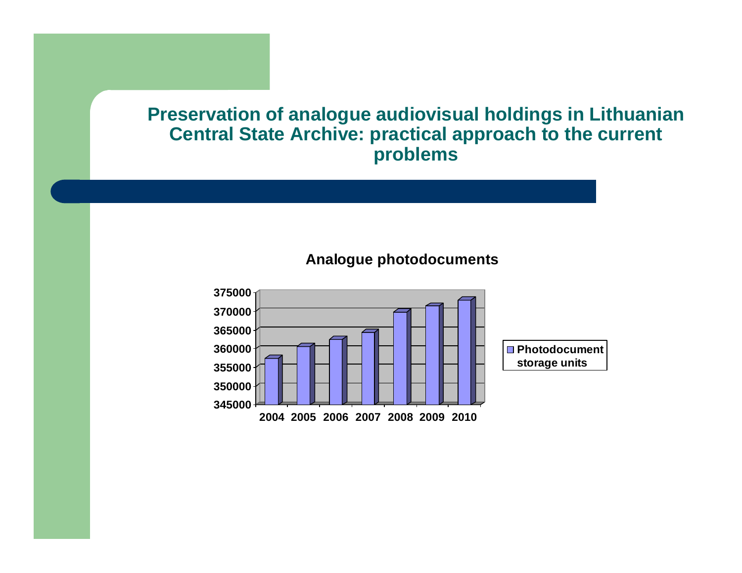# Preservation of analogue audiovisual holdings in Lithuanian Central State Archive: practical approach to the current problems

**Analogue photodocuments**

375000
370000
365000
360000
355000
350000
345000

2004 2005 2006 2007 2008 2009 2010

Photodocument storage units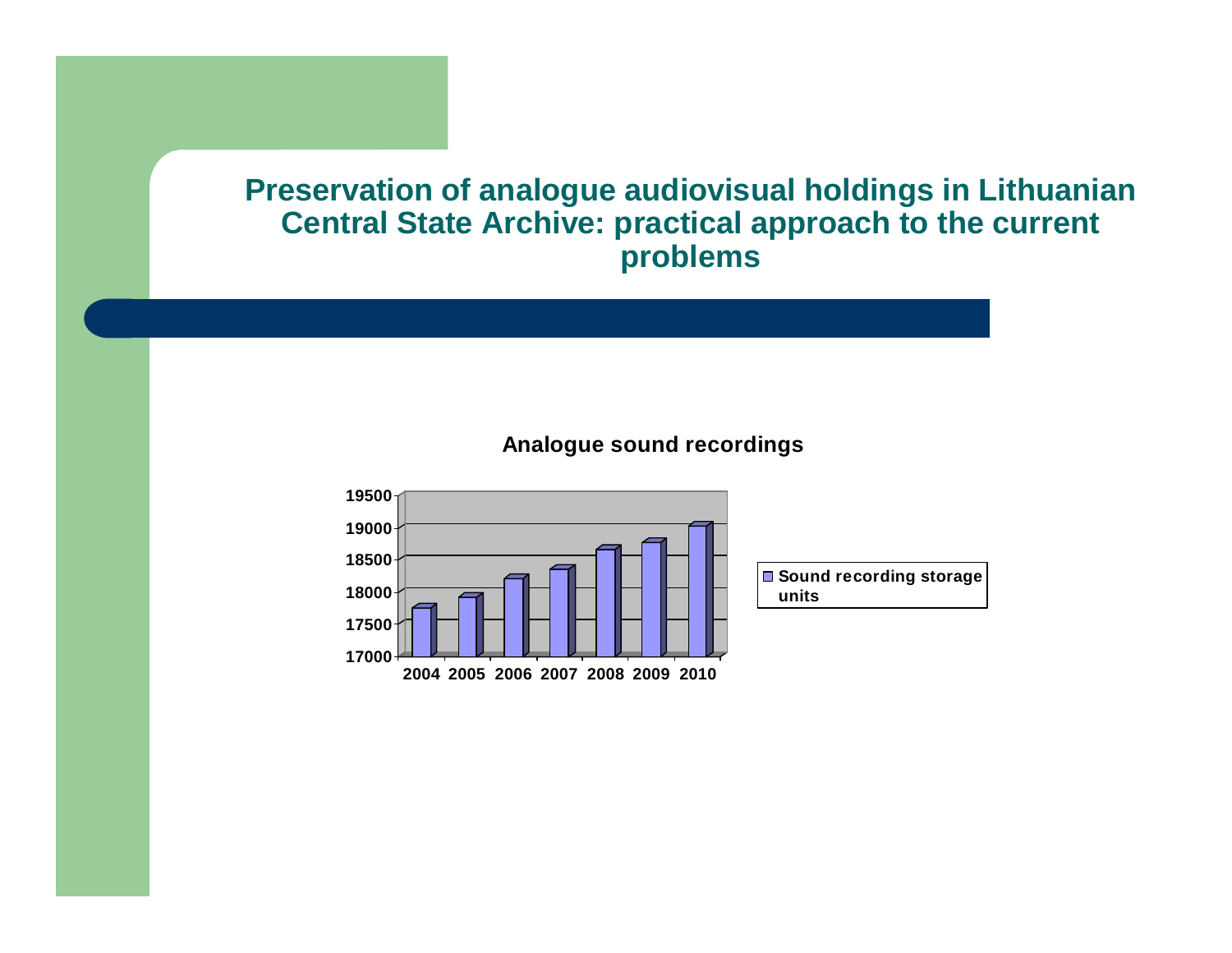# Preservation of analogue audiovisual holdings in Lithuanian Central State Archive: practical approach to the current problems

**Analogue sound recordings**

19500
19000
18500
18000
17500
17000

2004 2005 2006 2007 2008 2009 2010

Sound recording storage units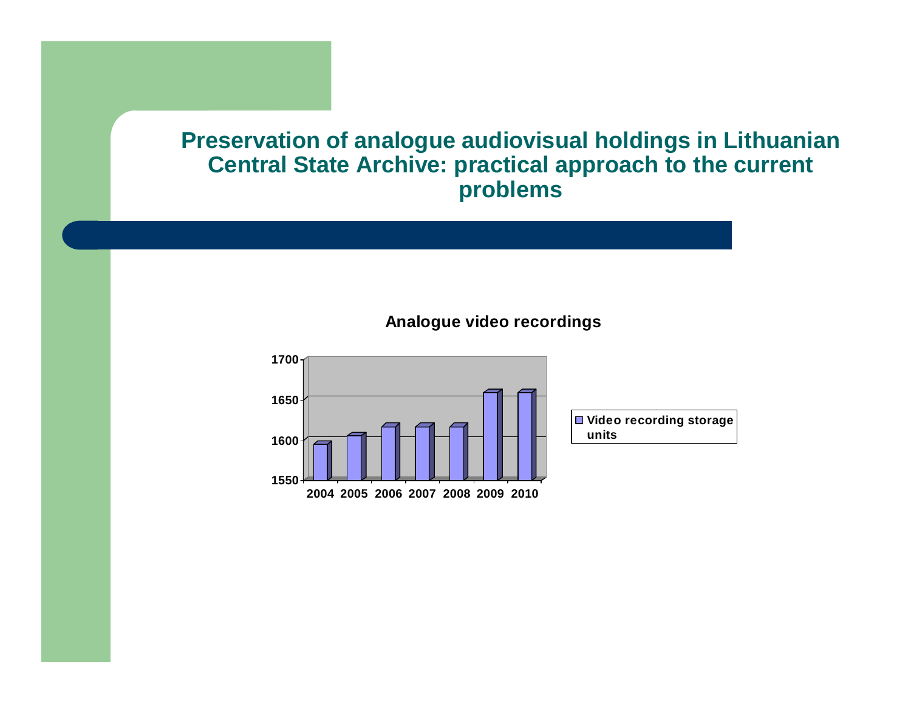# Preservation of analogue audiovisual holdings in Lithuanian Central State Archive: practical approach to the current problems

**Analogue video recordings**

| Year | Video recording storage units |
|---|---|
| 2004 | ~1595 |
| 2005 | ~1605 |
| 2006 | ~1616 |
| 2007 | ~1616 |
| 2008 | ~1616 |
| 2009 | ~1658 |
| 2010 | ~1658 |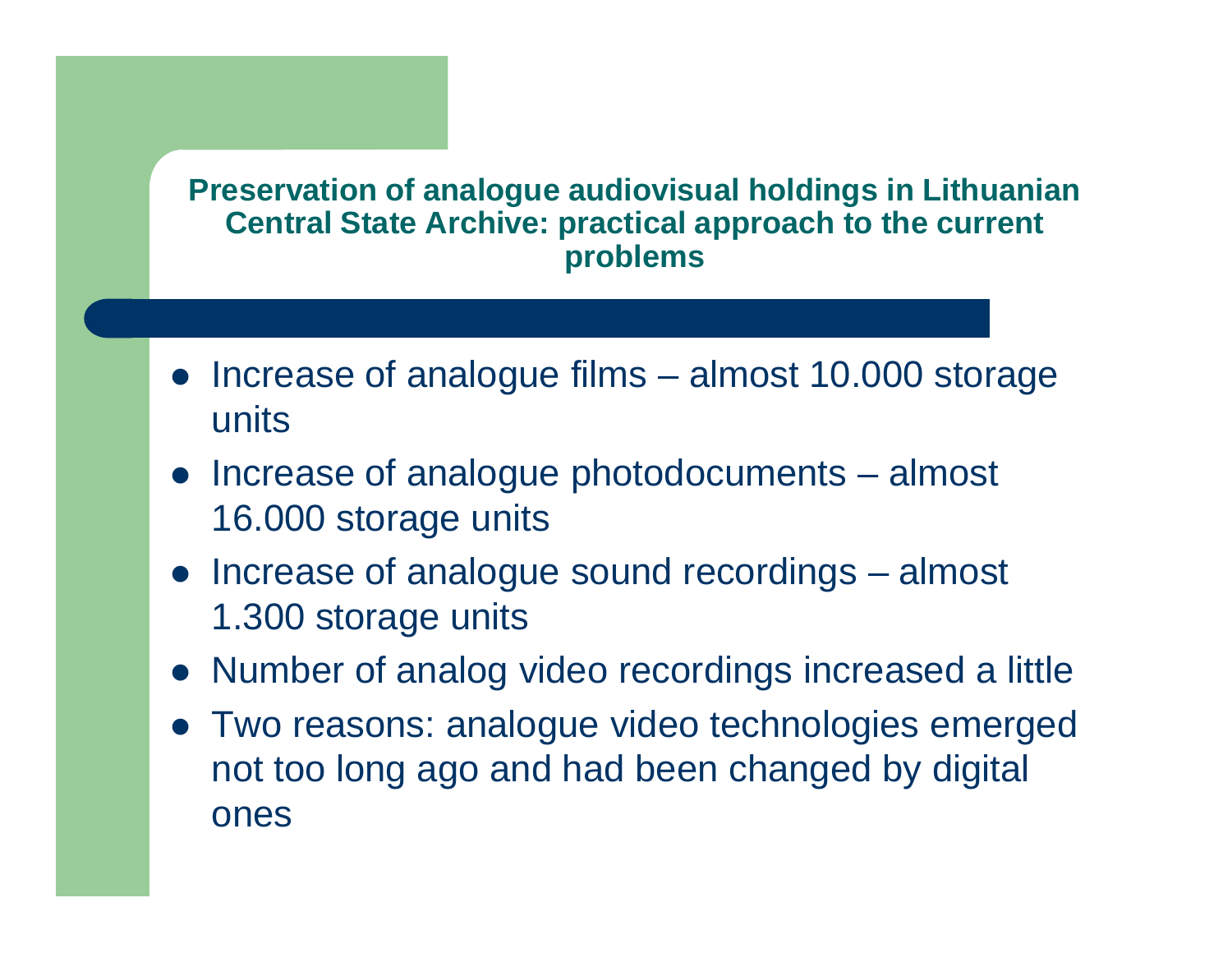## Preservation of analogue audiovisual holdings in Lithuanian Central State Archive: practical approach to the current problems

- Increase of analogue films – almost 10.000 storage units
- Increase of analogue photodocuments – almost 16.000 storage units
- Increase of analogue sound recordings – almost 1.300 storage units
- Number of analog video recordings increased a little
- Two reasons: analogue video technologies emerged not too long ago and had been changed by digital ones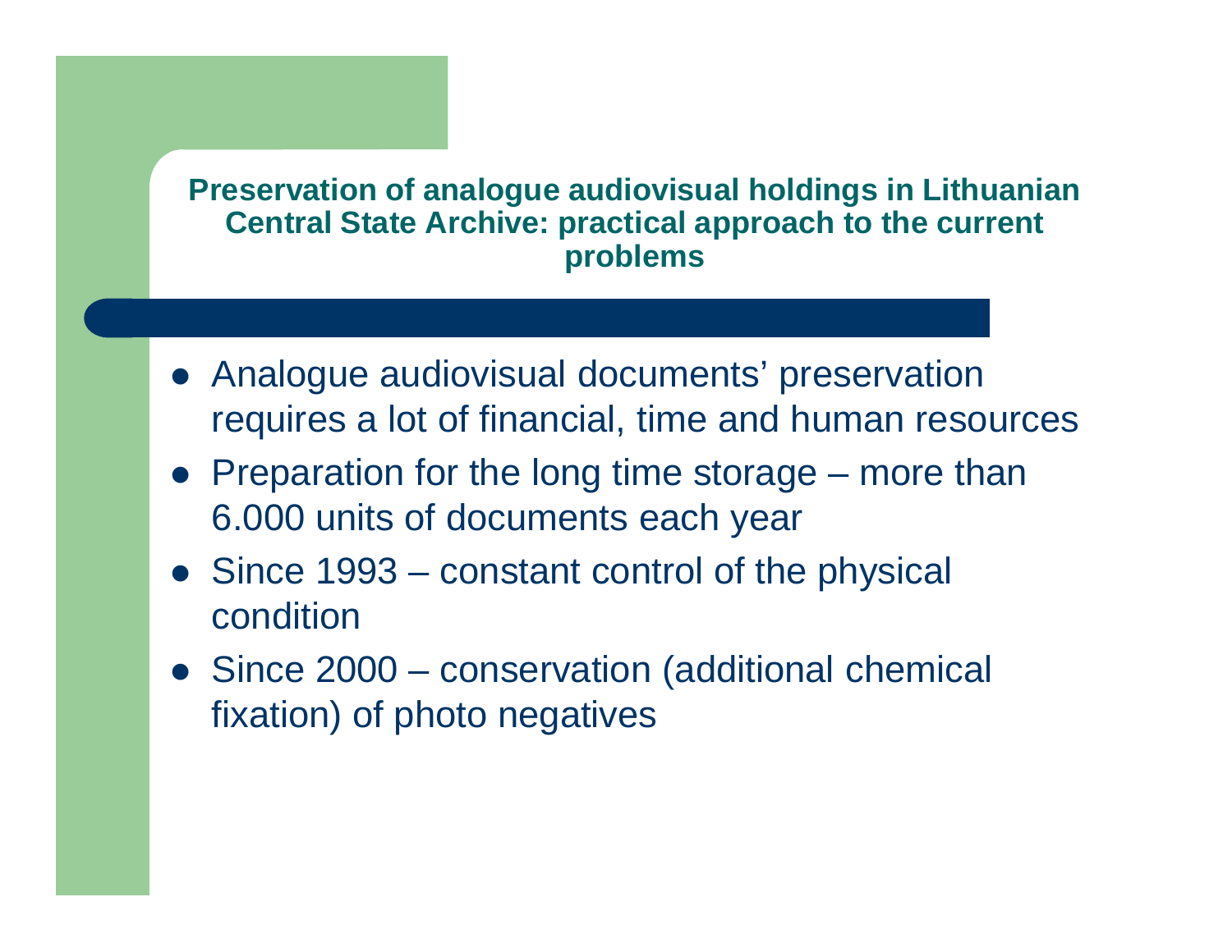## Preservation of analogue audiovisual holdings in Lithuanian Central State Archive: practical approach to the current problems

- Analogue audiovisual documents' preservation requires a lot of financial, time and human resources
- Preparation for the long time storage – more than 6.000 units of documents each year
- Since 1993 – constant control of the physical condition
- Since 2000 – conservation (additional chemical fixation) of photo negatives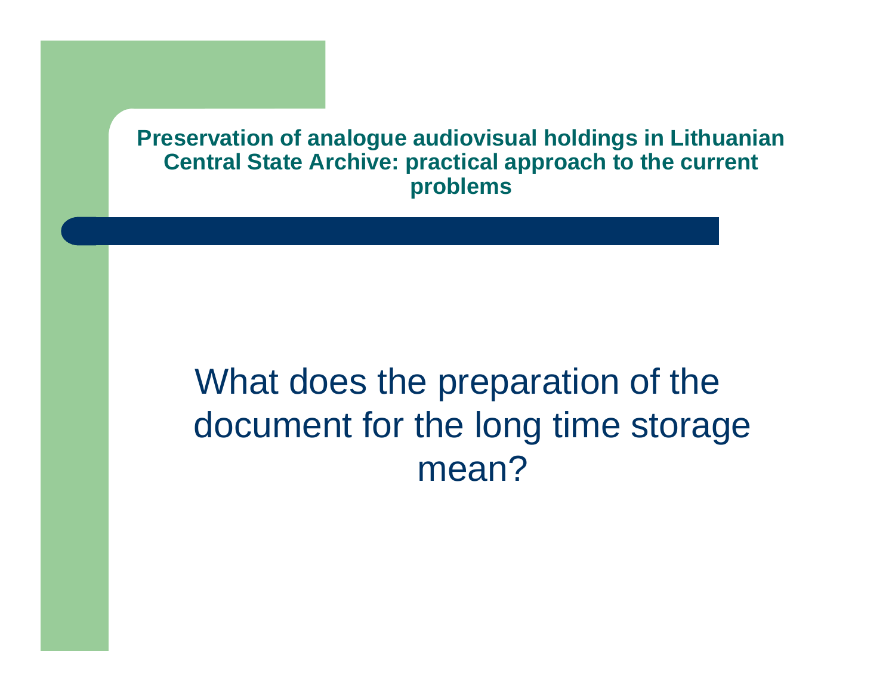**Preservation of analogue audiovisual holdings in Lithuanian Central State Archive: practical approach to the current problems**

What does the preparation of the document for the long time storage mean?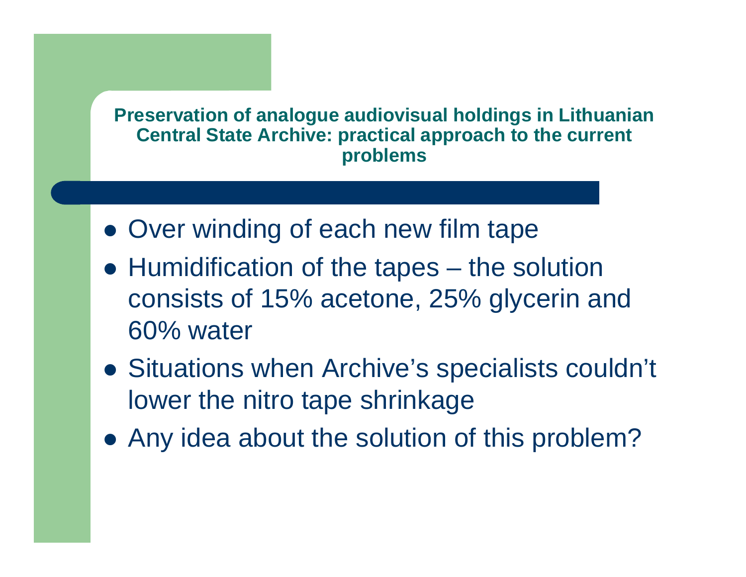**Preservation of analogue audiovisual holdings in Lithuanian Central State Archive: practical approach to the current problems**

- Over winding of each new film tape
- Humidification of the tapes – the solution consists of 15% acetone, 25% glycerin and 60% water
- Situations when Archive's specialists couldn't lower the nitro tape shrinkage
- Any idea about the solution of this problem?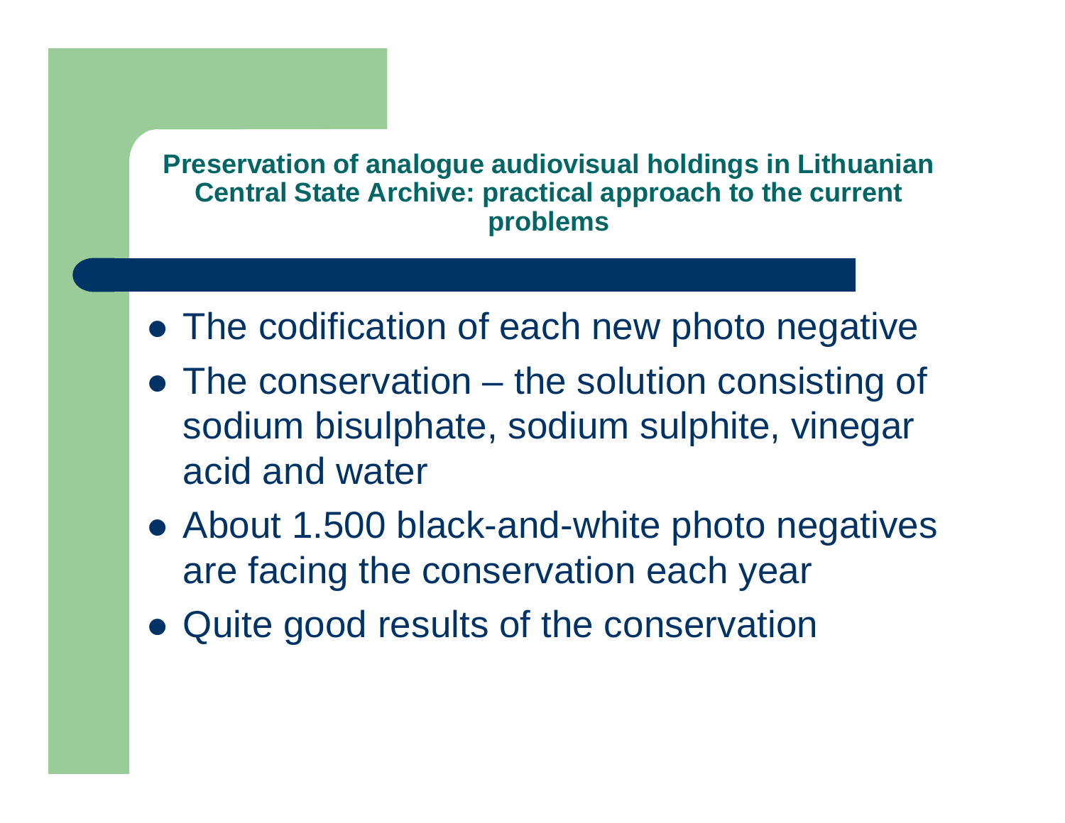**Preservation of analogue audiovisual holdings in Lithuanian Central State Archive: practical approach to the current problems**

- The codification of each new photo negative
- The conservation – the solution consisting of sodium bisulphate, sodium sulphite, vinegar acid and water
- About 1.500 black-and-white photo negatives are facing the conservation each year
- Quite good results of the conservation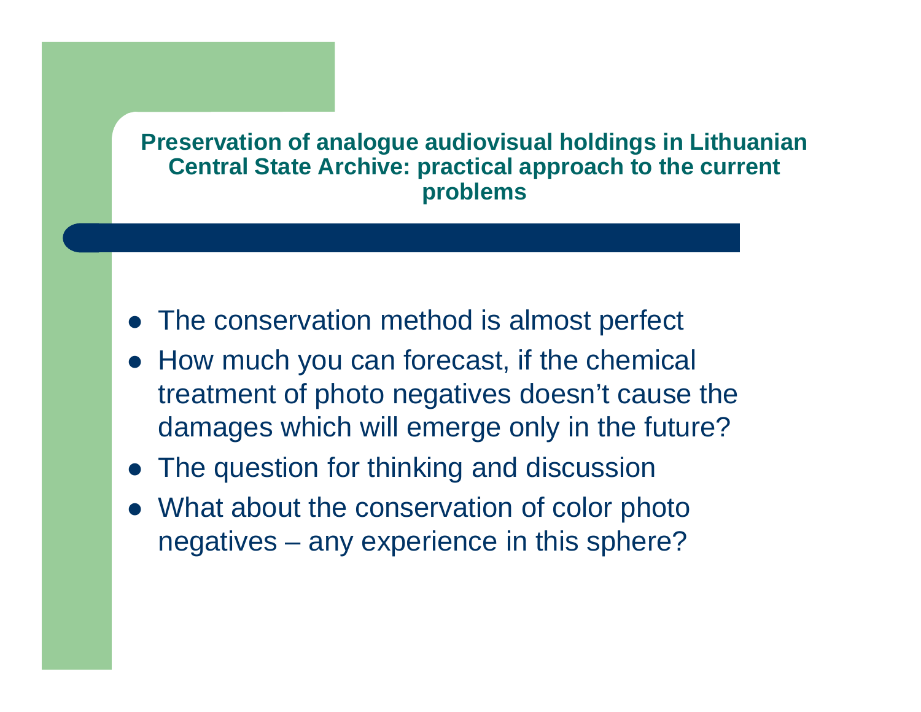# Preservation of analogue audiovisual holdings in Lithuanian Central State Archive: practical approach to the current problems

- The conservation method is almost perfect
- How much you can forecast, if the chemical treatment of photo negatives doesn’t cause the damages which will emerge only in the future?
- The question for thinking and discussion
- What about the conservation of color photo negatives – any experience in this sphere?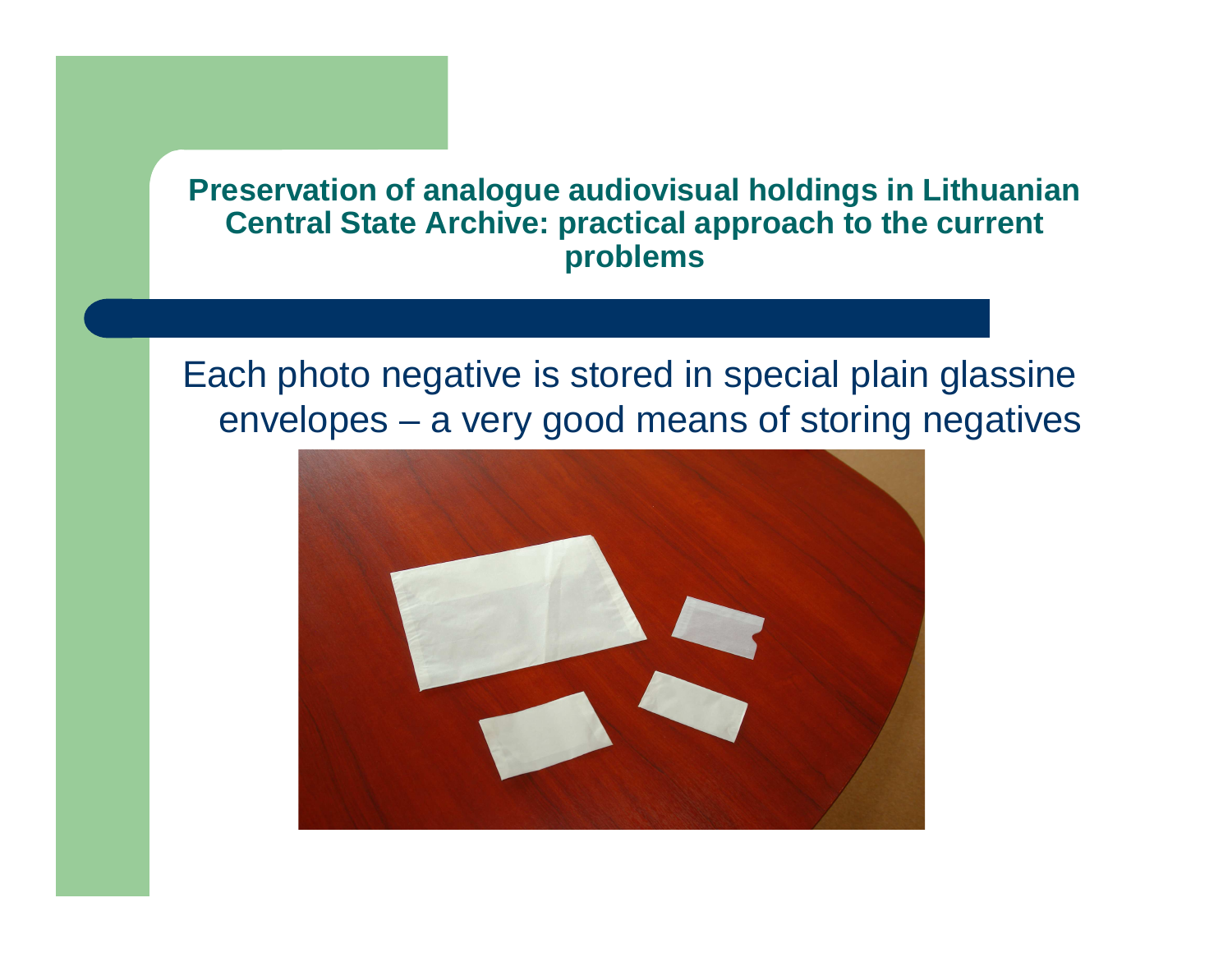**Preservation of analogue audiovisual holdings in Lithuanian Central State Archive: practical approach to the current problems**

Each photo negative is stored in special plain glassine envelopes – a very good means of storing negatives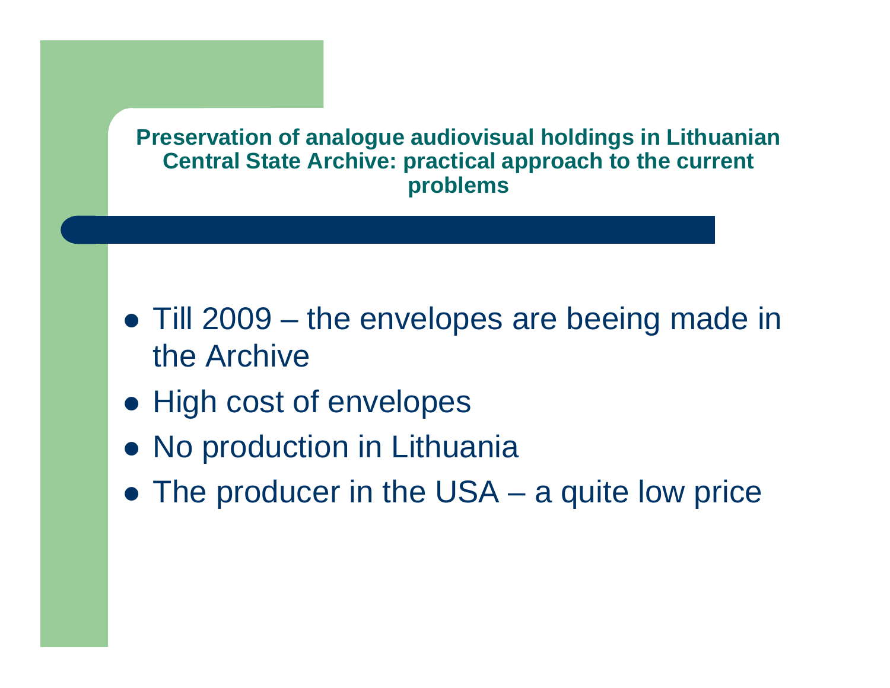**Preservation of analogue audiovisual holdings in Lithuanian Central State Archive: practical approach to the current problems**

- Till 2009 – the envelopes are beeing made in the Archive
- High cost of envelopes
- No production in Lithuania
- The producer in the USA – a quite low price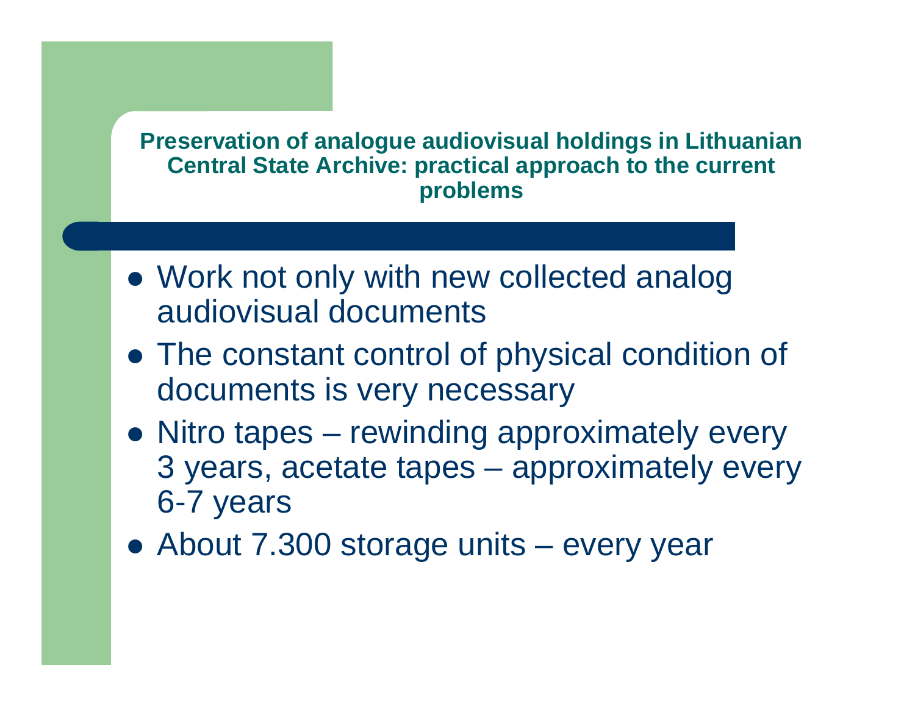## Preservation of analogue audiovisual holdings in Lithuanian Central State Archive: practical approach to the current problems

- Work not only with new collected analog audiovisual documents
- The constant control of physical condition of documents is very necessary
- Nitro tapes – rewinding approximately every 3 years, acetate tapes – approximately every 6-7 years
- About 7.300 storage units – every year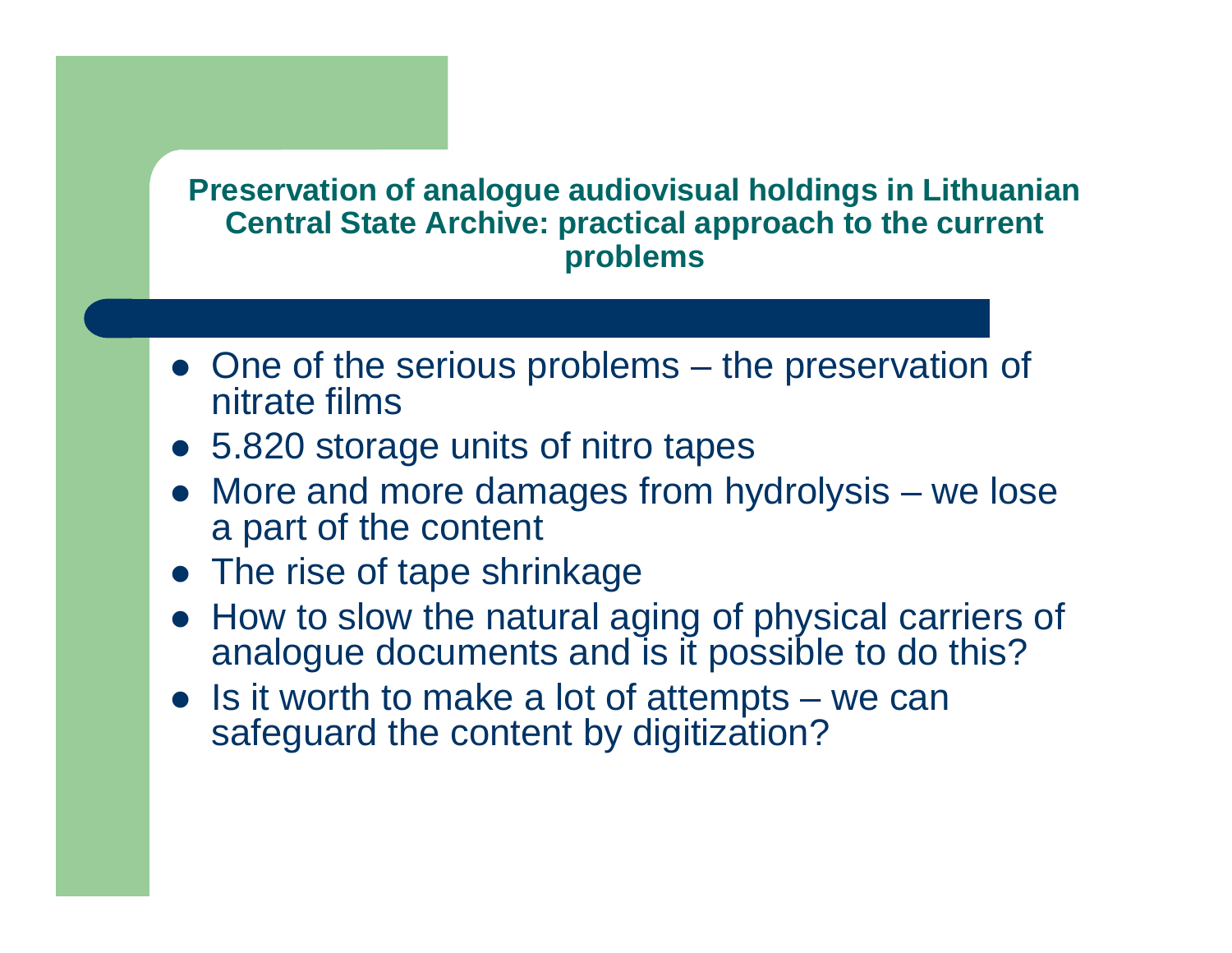## Preservation of analogue audiovisual holdings in Lithuanian Central State Archive: practical approach to the current problems

- One of the serious problems – the preservation of nitrate films
- 5.820 storage units of nitro tapes
- More and more damages from hydrolysis – we lose a part of the content
- The rise of tape shrinkage
- How to slow the natural aging of physical carriers of analogue documents and is it possible to do this?
- Is it worth to make a lot of attempts – we can safeguard the content by digitization?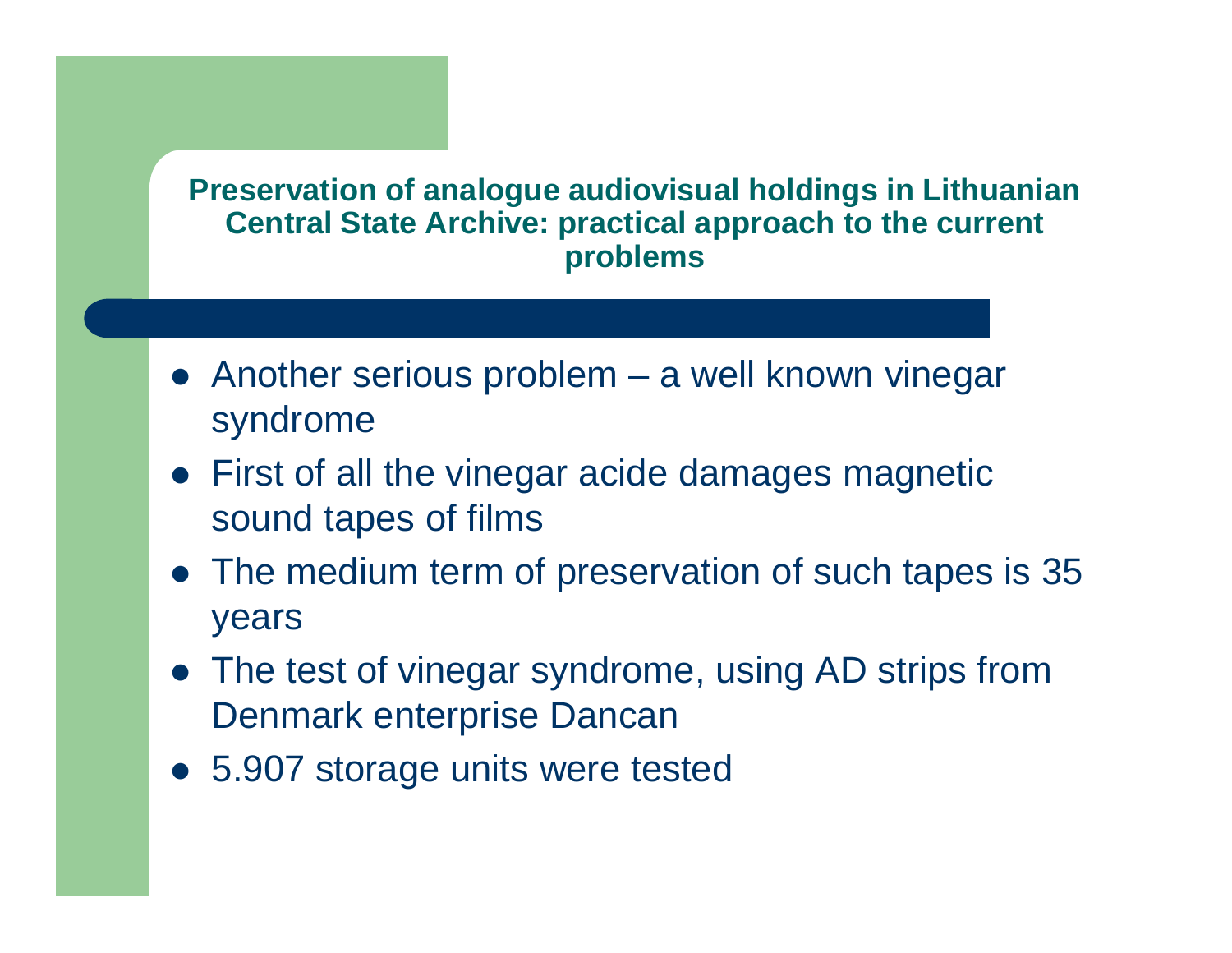## Preservation of analogue audiovisual holdings in Lithuanian Central State Archive: practical approach to the current problems

- Another serious problem – a well known vinegar syndrome
- First of all the vinegar acide damages magnetic sound tapes of films
- The medium term of preservation of such tapes is 35 years
- The test of vinegar syndrome, using AD strips from Denmark enterprise Dancan
- 5.907 storage units were tested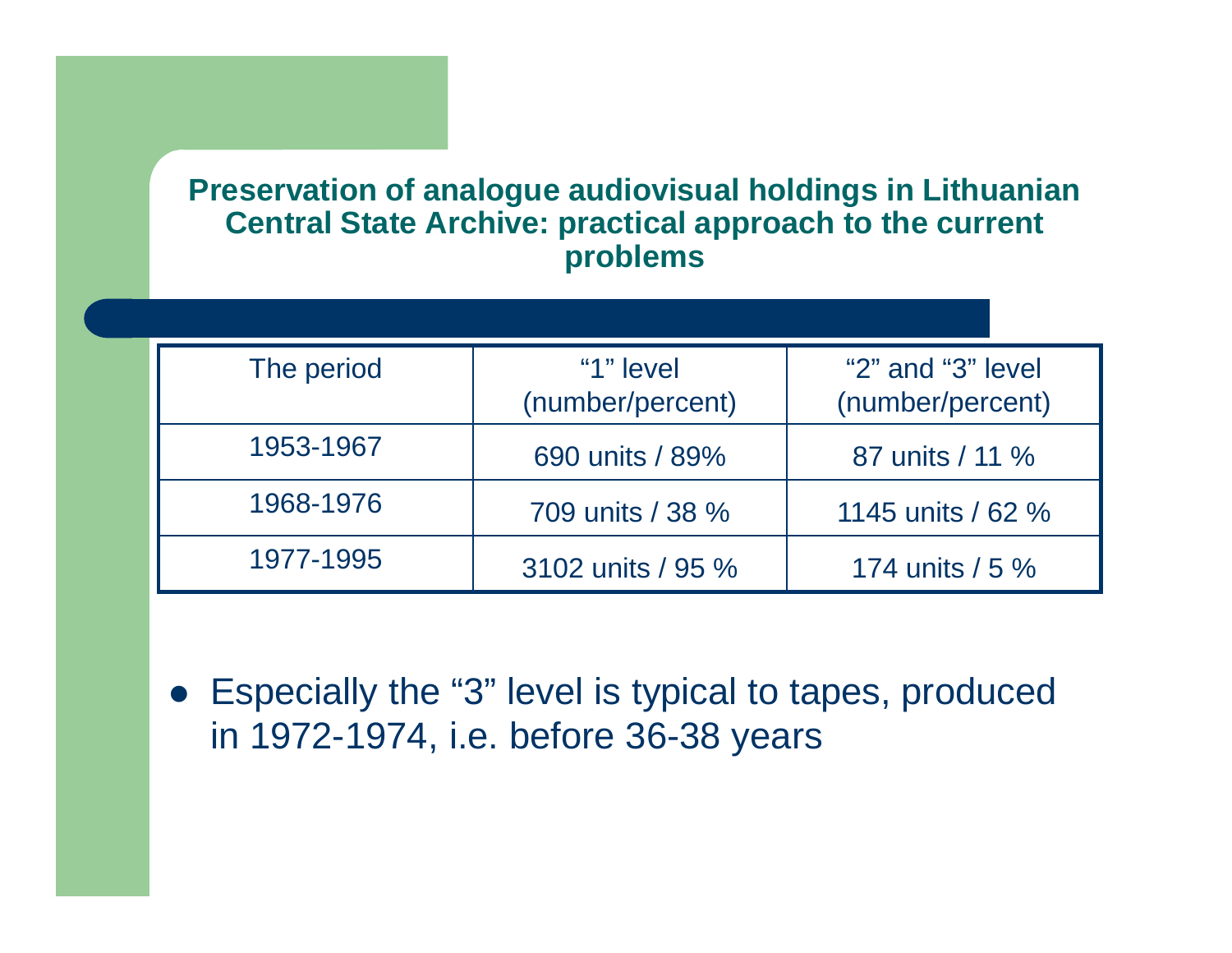**Preservation of analogue audiovisual holdings in Lithuanian Central State Archive: practical approach to the current problems**

| The period | “1” level (number/percent) | “2” and “3” level (number/percent) |
|---|---|---|
| 1953-1967 | 690 units / 89% | 87 units / 11 % |
| 1968-1976 | 709 units / 38 % | 1145 units / 62 % |
| 1977-1995 | 3102 units / 95 % | 174 units / 5 % |

- Especially the “3” level is typical to tapes, produced in 1972-1974, i.e. before 36-38 years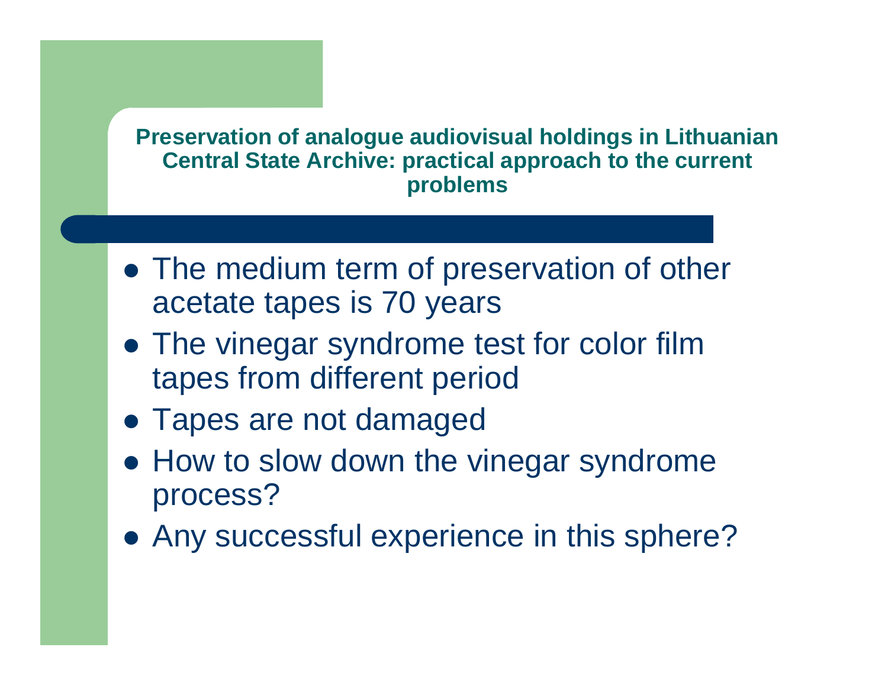## Preservation of analogue audiovisual holdings in Lithuanian Central State Archive: practical approach to the current problems

- The medium term of preservation of other acetate tapes is 70 years
- The vinegar syndrome test for color film tapes from different period
- Tapes are not damaged
- How to slow down the vinegar syndrome process?
- Any successful experience in this sphere?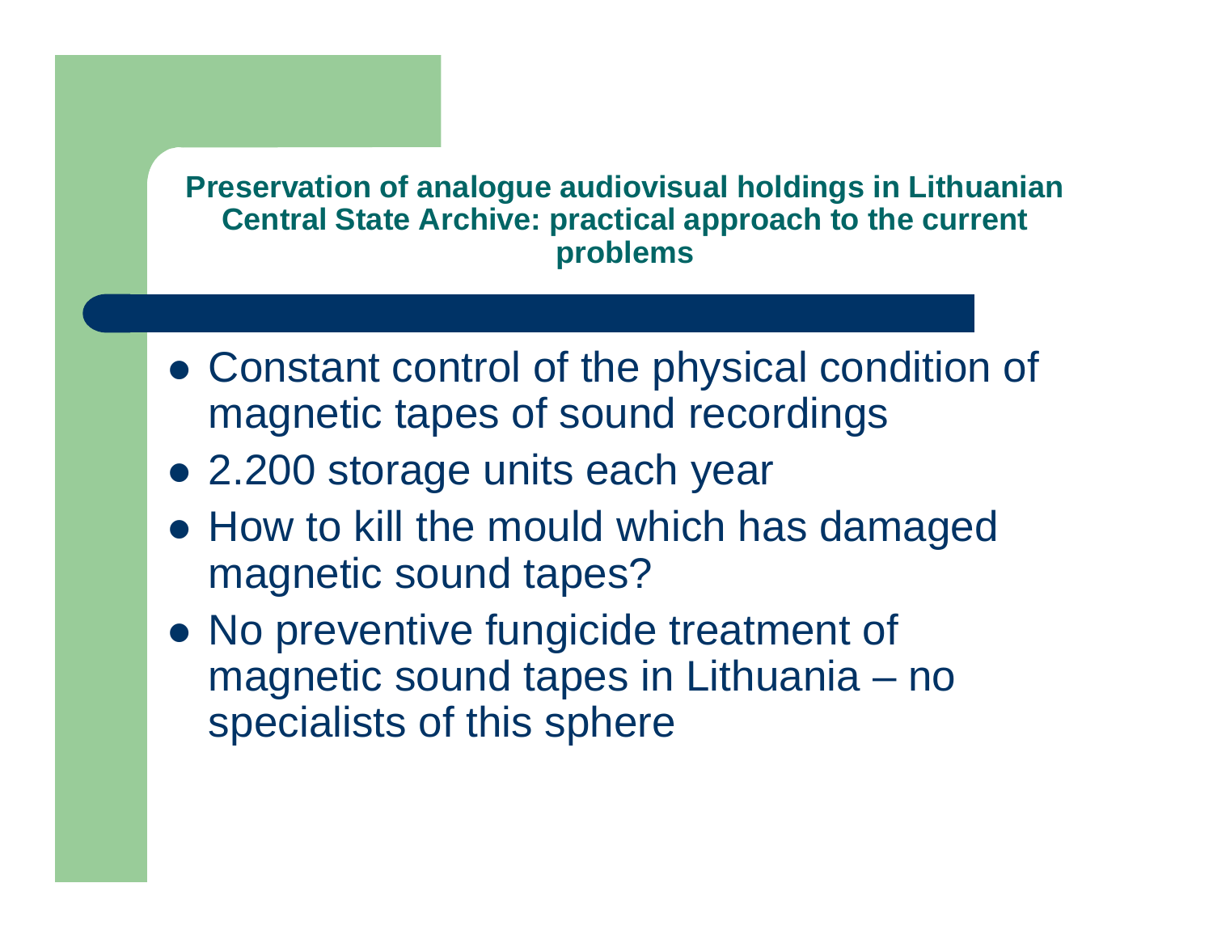## Preservation of analogue audiovisual holdings in Lithuanian Central State Archive: practical approach to the current problems

- Constant control of the physical condition of magnetic tapes of sound recordings
- 2.200 storage units each year
- How to kill the mould which has damaged magnetic sound tapes?
- No preventive fungicide treatment of magnetic sound tapes in Lithuania – no specialists of this sphere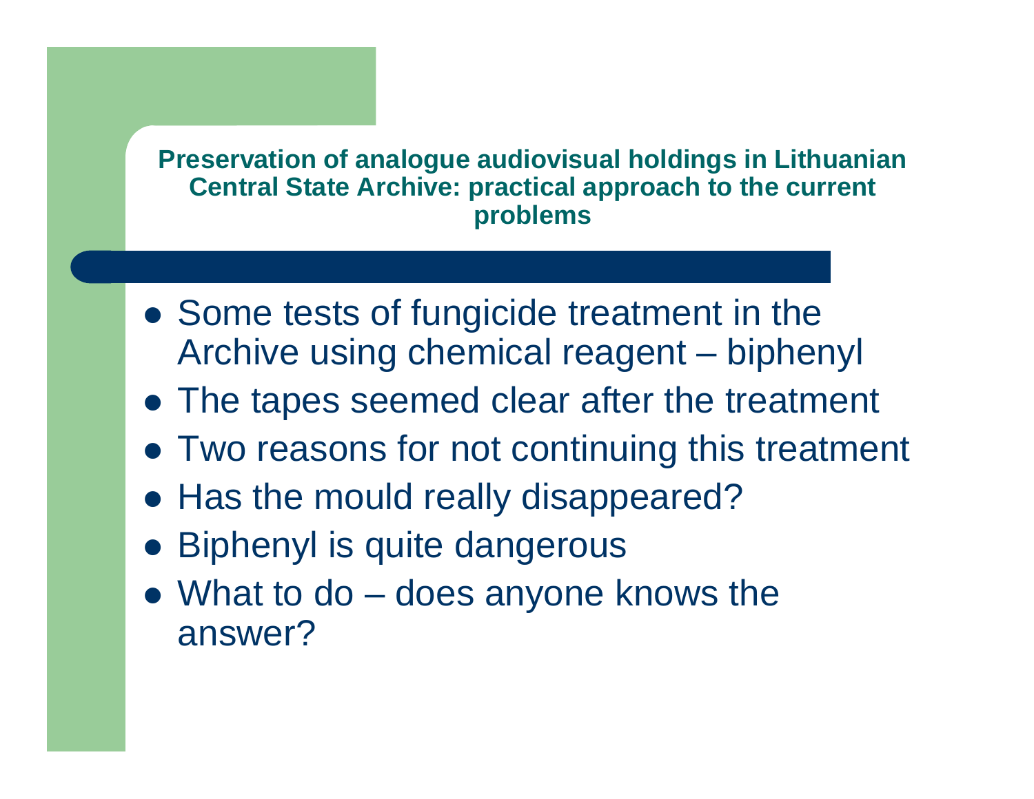## Preservation of analogue audiovisual holdings in Lithuanian Central State Archive: practical approach to the current problems

- Some tests of fungicide treatment in the Archive using chemical reagent – biphenyl
- The tapes seemed clear after the treatment
- Two reasons for not continuing this treatment
- Has the mould really disappeared?
- Biphenyl is quite dangerous
- What to do – does anyone knows the answer?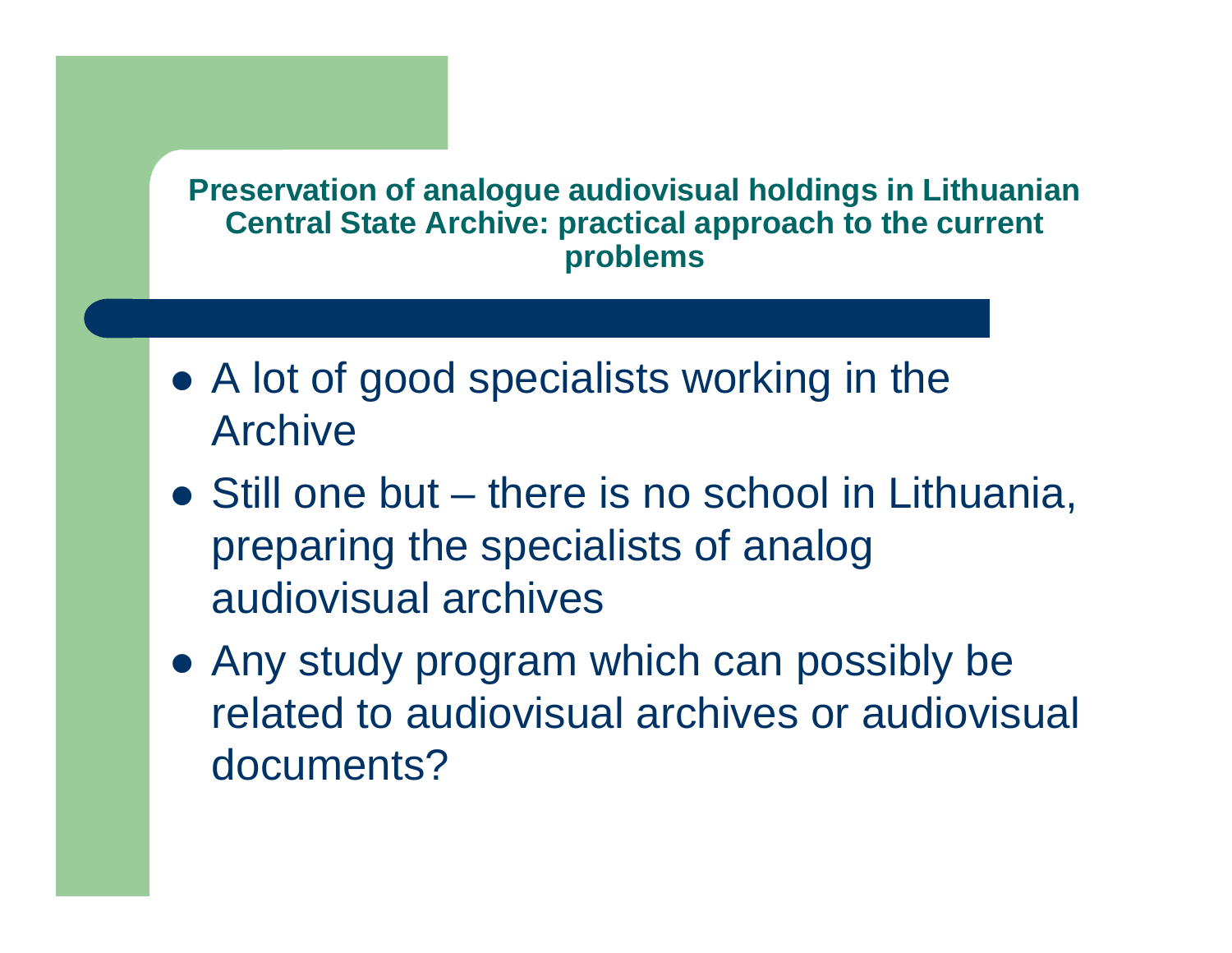## Preservation of analogue audiovisual holdings in Lithuanian Central State Archive: practical approach to the current problems

- A lot of good specialists working in the Archive
- Still one but – there is no school in Lithuania, preparing the specialists of analog audiovisual archives
- Any study program which can possibly be related to audiovisual archives or audiovisual documents?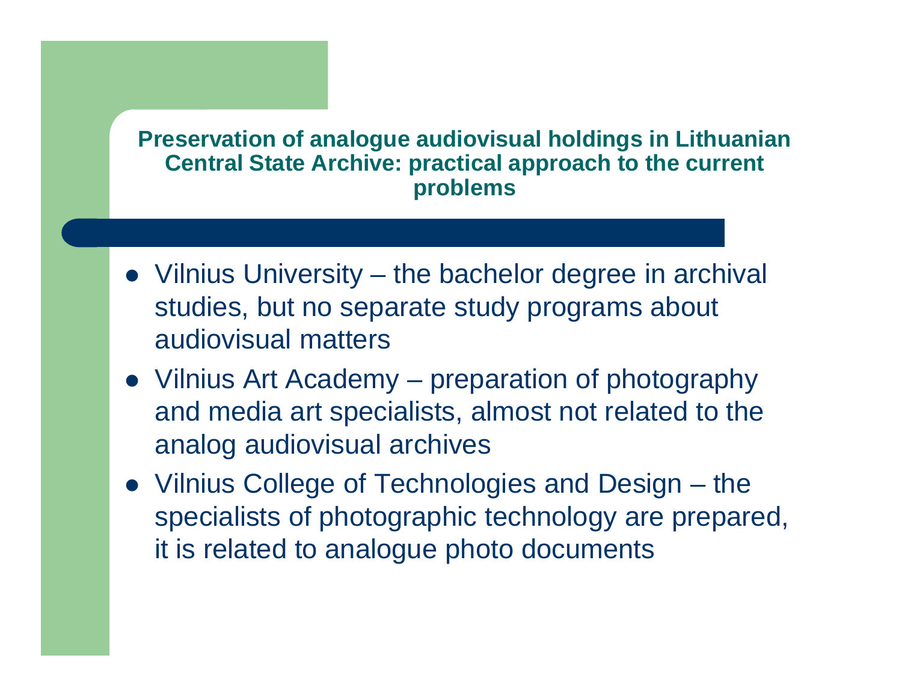## Preservation of analogue audiovisual holdings in Lithuanian Central State Archive: practical approach to the current problems

- Vilnius University – the bachelor degree in archival studies, but no separate study programs about audiovisual matters
- Vilnius Art Academy – preparation of photography and media art specialists, almost not related to the analog audiovisual archives
- Vilnius College of Technologies and Design – the specialists of photographic technology are prepared, it is related to analogue photo documents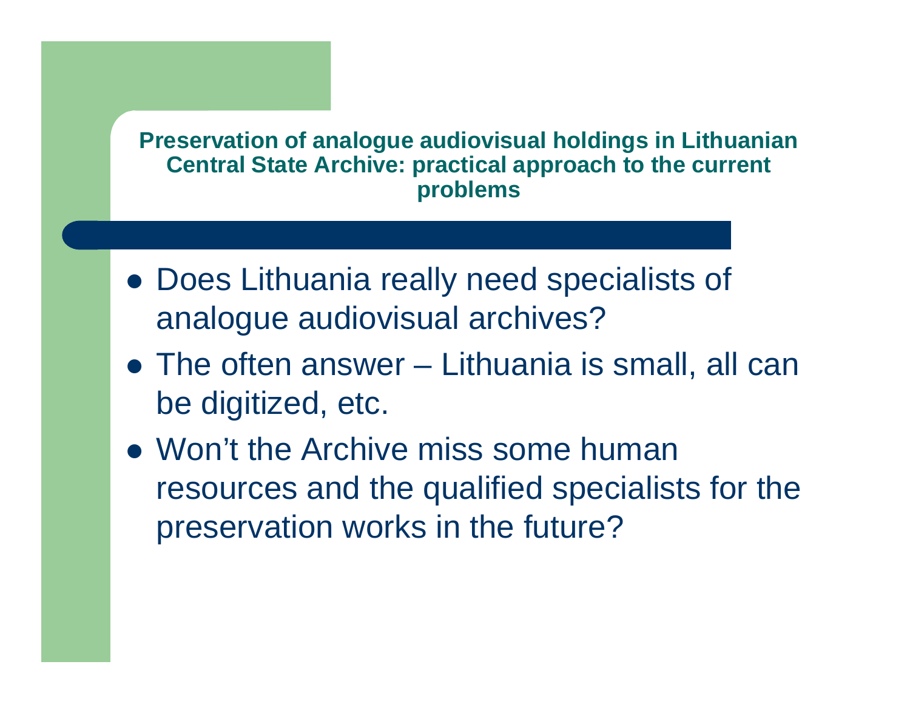**Preservation of analogue audiovisual holdings in Lithuanian Central State Archive: practical approach to the current problems**

- Does Lithuania really need specialists of analogue audiovisual archives?
- The often answer – Lithuania is small, all can be digitized, etc.
- Won’t the Archive miss some human resources and the qualified specialists for the preservation works in the future?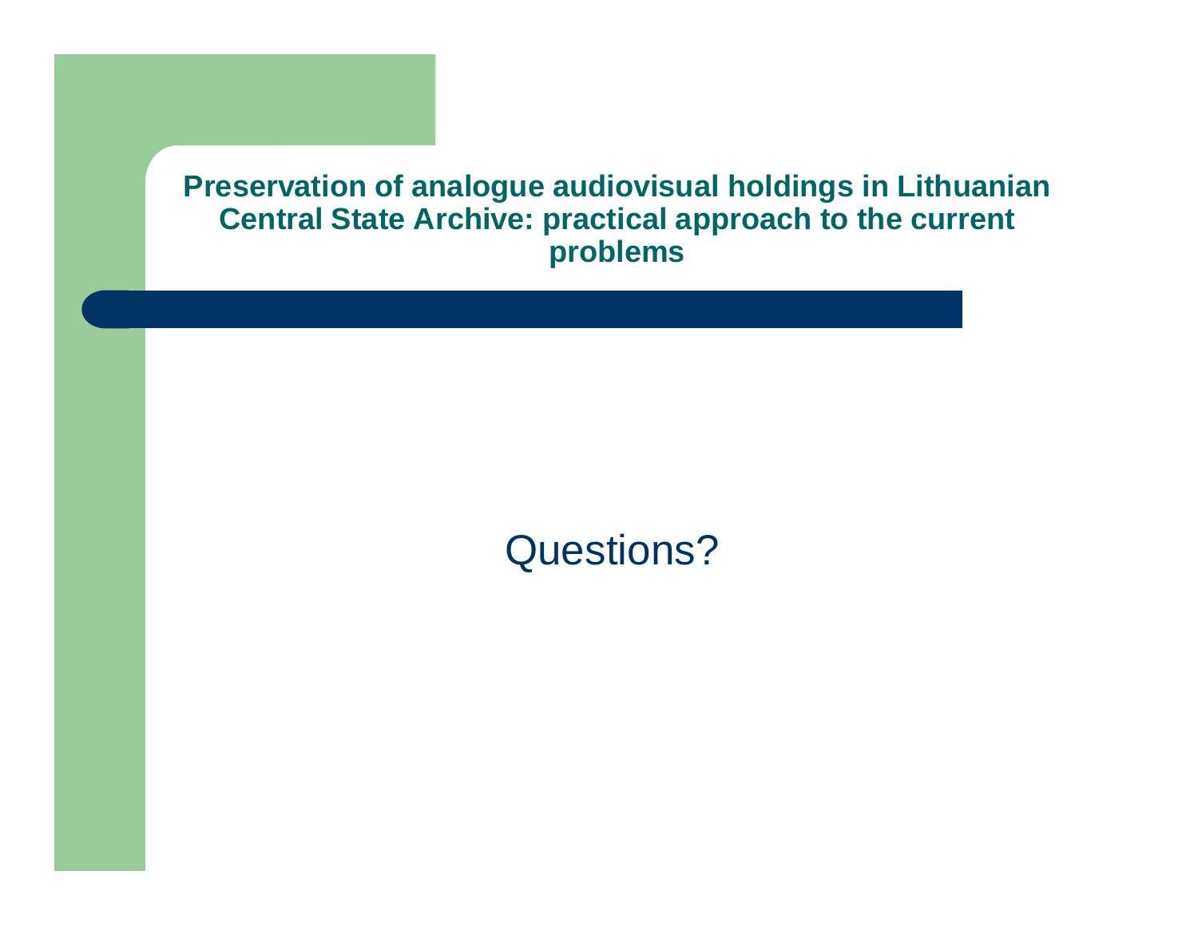**Preservation of analogue audiovisual holdings in Lithuanian Central State Archive: practical approach to the current problems**

Questions?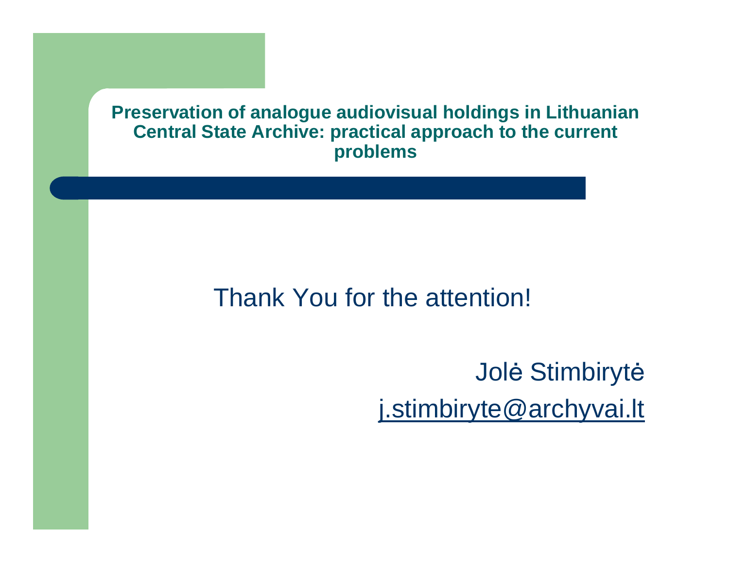**Preservation of analogue audiovisual holdings in Lithuanian Central State Archive: practical approach to the current problems**

Thank You for the attention!

Jolė Stimbirytė

j.stimbiryte@archyvai.lt